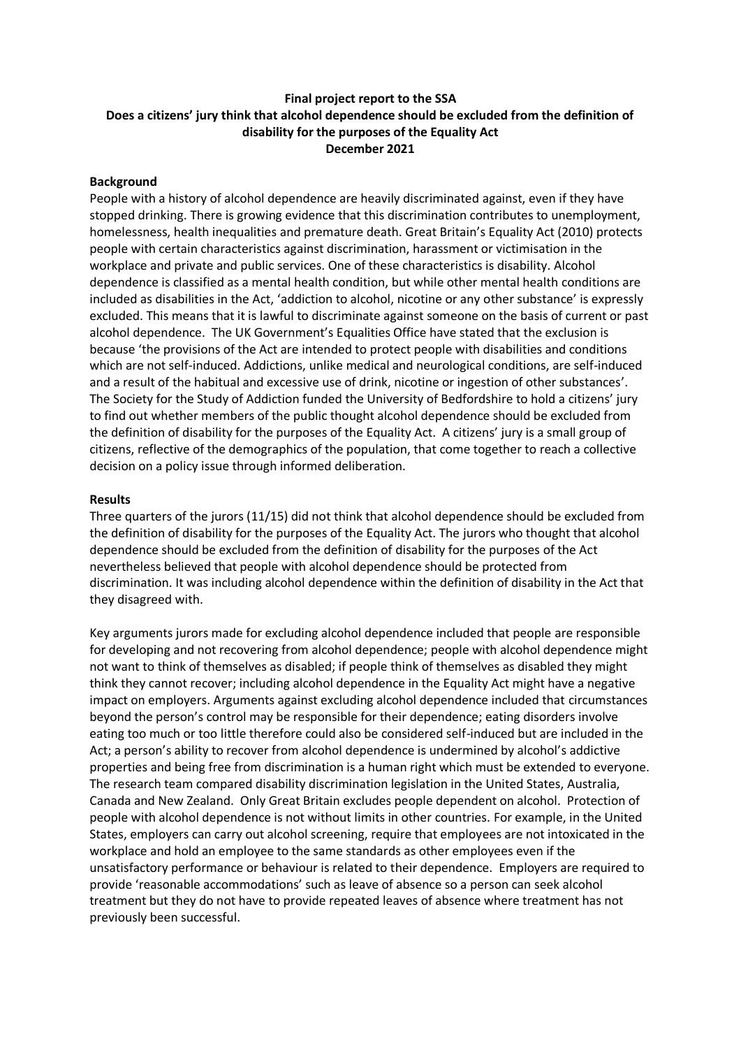**Final project report to the SSA**

**Does a citizens' jury think that alcohol dependence should be excluded from the definition of disability for the purposes of the Equality Act**

**December 2021**

## Background

People with a history of alcohol dependence are heavily discriminated against, even if they have stopped drinking. There is growing evidence that this discrimination contributes to unemployment, homelessness, health inequalities and premature death. Great Britain's Equality Act (2010) protects people with certain characteristics against discrimination, harassment or victimisation in the workplace and private and public services. One of these characteristics is disability. Alcohol dependence is classified as a mental health condition, but while other mental health conditions are included as disabilities in the Act, 'addiction to alcohol, nicotine or any other substance' is expressly excluded. This means that it is lawful to discriminate against someone on the basis of current or past alcohol dependence. The UK Government's Equalities Office have stated that the exclusion is because 'the provisions of the Act are intended to protect people with disabilities and conditions which are not self-induced. Addictions, unlike medical and neurological conditions, are self-induced and a result of the habitual and excessive use of drink, nicotine or ingestion of other substances'. The Society for the Study of Addiction funded the University of Bedfordshire to hold a citizens' jury to find out whether members of the public thought alcohol dependence should be excluded from the definition of disability for the purposes of the Equality Act. A citizens' jury is a small group of citizens, reflective of the demographics of the population, that come together to reach a collective decision on a policy issue through informed deliberation.

## Results

Three quarters of the jurors (11/15) did not think that alcohol dependence should be excluded from the definition of disability for the purposes of the Equality Act. The jurors who thought that alcohol dependence should be excluded from the definition of disability for the purposes of the Act nevertheless believed that people with alcohol dependence should be protected from discrimination. It was including alcohol dependence within the definition of disability in the Act that they disagreed with.

Key arguments jurors made for excluding alcohol dependence included that people are responsible for developing and not recovering from alcohol dependence; people with alcohol dependence might not want to think of themselves as disabled; if people think of themselves as disabled they might think they cannot recover; including alcohol dependence in the Equality Act might have a negative impact on employers. Arguments against excluding alcohol dependence included that circumstances beyond the person's control may be responsible for their dependence; eating disorders involve eating too much or too little therefore could also be considered self-induced but are included in the Act; a person's ability to recover from alcohol dependence is undermined by alcohol's addictive properties and being free from discrimination is a human right which must be extended to everyone. The research team compared disability discrimination legislation in the United States, Australia, Canada and New Zealand. Only Great Britain excludes people dependent on alcohol. Protection of people with alcohol dependence is not without limits in other countries. For example, in the United States, employers can carry out alcohol screening, require that employees are not intoxicated in the workplace and hold an employee to the same standards as other employees even if the unsatisfactory performance or behaviour is related to their dependence. Employers are required to provide 'reasonable accommodations' such as leave of absence so a person can seek alcohol treatment but they do not have to provide repeated leaves of absence where treatment has not previously been successful.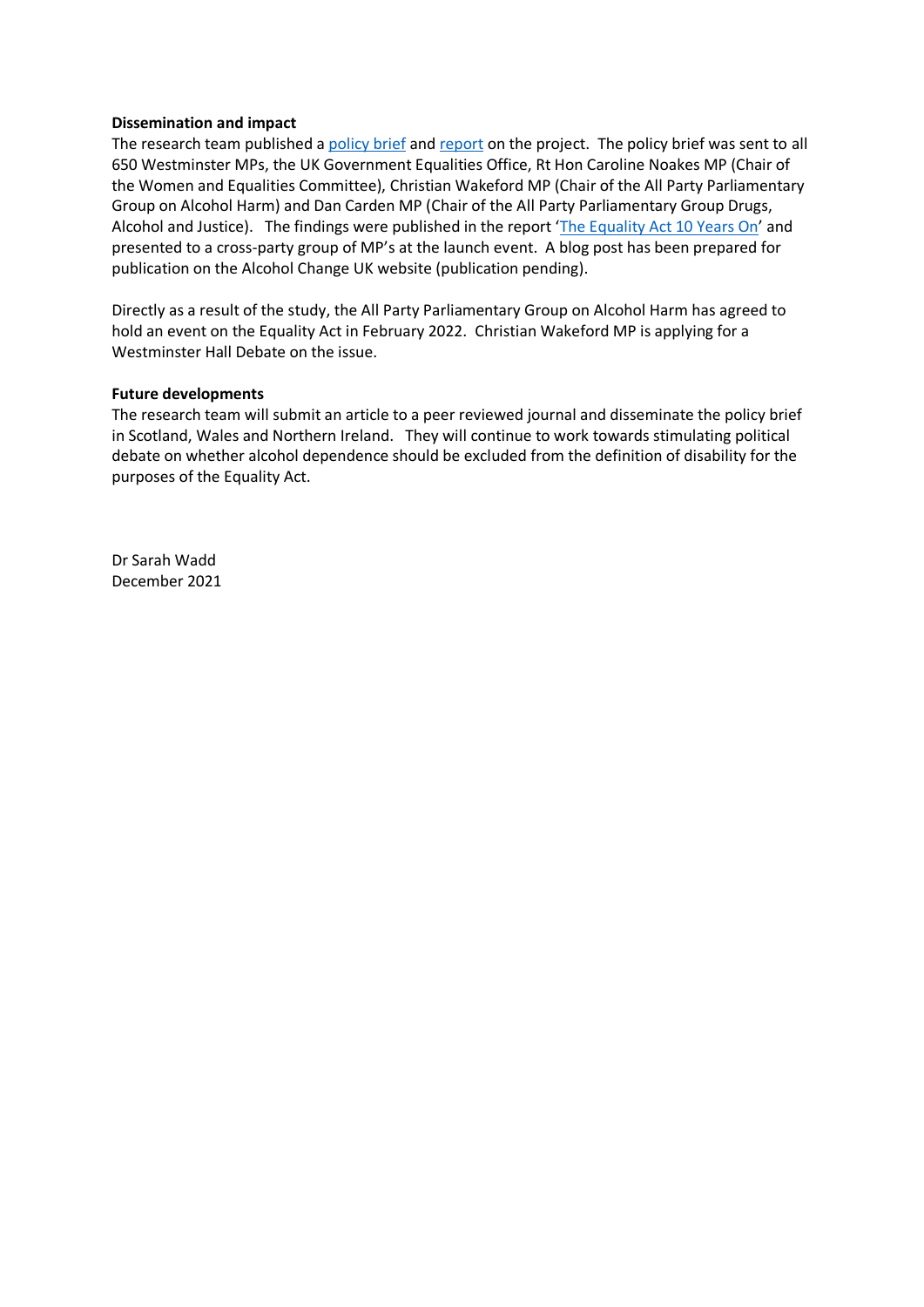**Dissemination and impact**

The research team published a policy brief and report on the project. The policy brief was sent to all 650 Westminster MPs, the UK Government Equalities Office, Rt Hon Caroline Noakes MP (Chair of the Women and Equalities Committee), Christian Wakeford MP (Chair of the All Party Parliamentary Group on Alcohol Harm) and Dan Carden MP (Chair of the All Party Parliamentary Group Drugs, Alcohol and Justice). The findings were published in the report 'The Equality Act 10 Years On' and presented to a cross-party group of MP's at the launch event. A blog post has been prepared for publication on the Alcohol Change UK website (publication pending).

Directly as a result of the study, the All Party Parliamentary Group on Alcohol Harm has agreed to hold an event on the Equality Act in February 2022. Christian Wakeford MP is applying for a Westminster Hall Debate on the issue.

**Future developments**

The research team will submit an article to a peer reviewed journal and disseminate the policy brief in Scotland, Wales and Northern Ireland. They will continue to work towards stimulating political debate on whether alcohol dependence should be excluded from the definition of disability for the purposes of the Equality Act.

Dr Sarah Wadd
December 2021